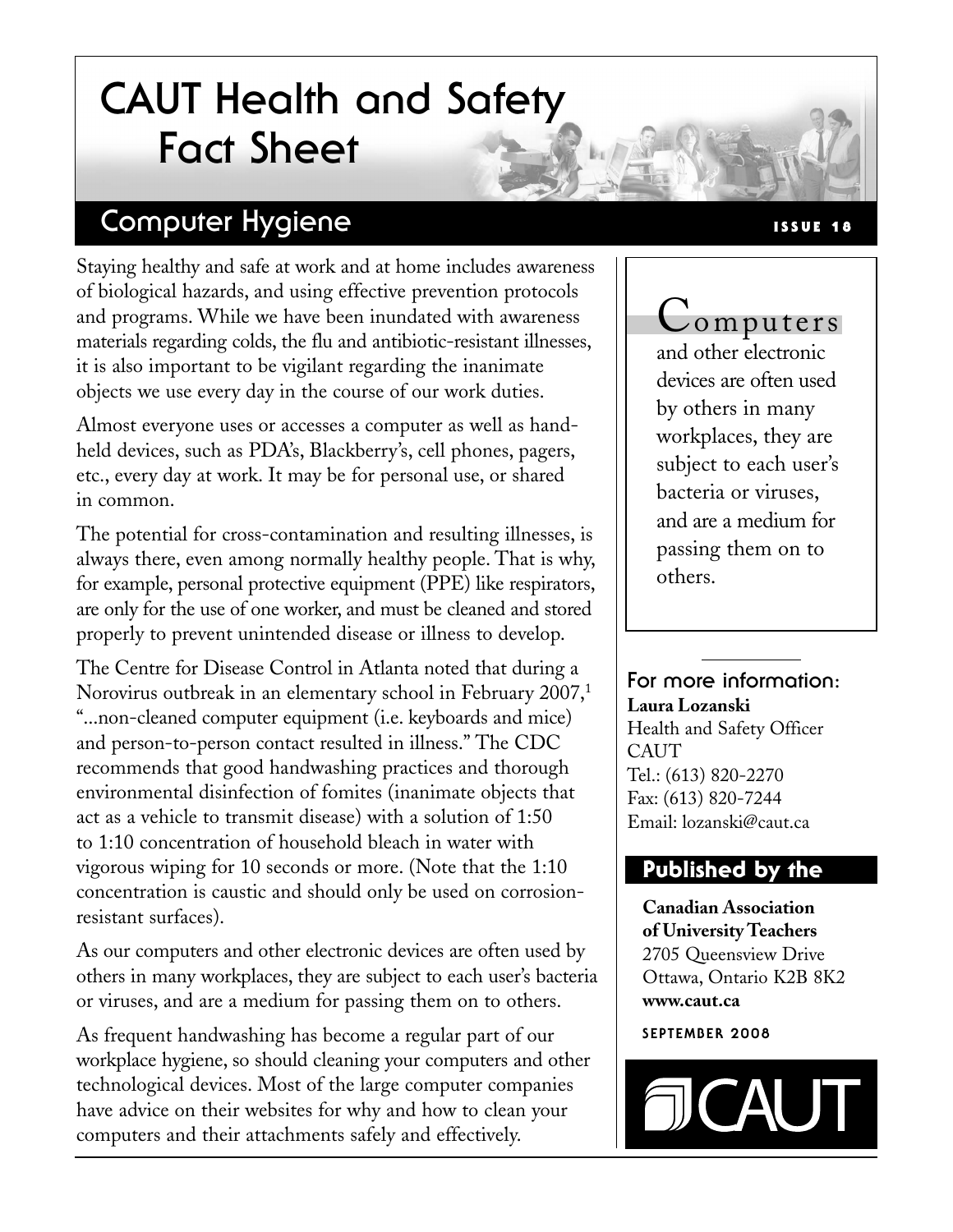# CAUT Health and Safety Fact Sheet

## Computer Hygiene

ISSUE 18

Staying healthy and safe at work and at home includes awareness of biological hazards, and using effective prevention protocols and programs. While we have been inundated with awareness materials regarding colds, the flu and antibiotic-resistant illnesses, it is also important to be vigilant regarding the inanimate objects we use every day in the course of our work duties.

Almost everyone uses or accesses a computer as well as hand-held devices, such as PDA's, Blackberry's, cell phones, pagers, etc., every day at work. It may be for personal use, or shared in common.

The potential for cross-contamination and resulting illnesses, is always there, even among normally healthy people. That is why, for example, personal protective equipment (PPE) like respirators, are only for the use of one worker, and must be cleaned and stored properly to prevent unintended disease or illness to develop.

The Centre for Disease Control in Atlanta noted that during a Norovirus outbreak in an elementary school in February 2007,[1] "...non-cleaned computer equipment (i.e. keyboards and mice) and person-to-person contact resulted in illness." The CDC recommends that good handwashing practices and thorough environmental disinfection of fomites (inanimate objects that act as a vehicle to transmit disease) with a solution of 1:50 to 1:10 concentration of household bleach in water with vigorous wiping for 10 seconds or more. (Note that the 1:10 concentration is caustic and should only be used on corrosion-resistant surfaces).

As our computers and other electronic devices are often used by others in many workplaces, they are subject to each user's bacteria or viruses, and are a medium for passing them on to others.

As frequent handwashing has become a regular part of our workplace hygiene, so should cleaning your computers and other technological devices. Most of the large computer companies have advice on their websites for why and how to clean your computers and their attachments safely and effectively.

> **Computers** and other electronic devices are often used by others in many workplaces, they are subject to each user's bacteria or viruses, and are a medium for passing them on to others.

### For more information:

**Laura Lozanski**
Health and Safety Officer
CAUT
Tel.: (613) 820-2270
Fax: (613) 820-7244
Email: lozanski@caut.ca

### Published by the

**Canadian Association of University Teachers**
2705 Queensview Drive
Ottawa, Ontario K2B 8K2
**www.caut.ca**

SEPTEMBER 2008

CAUT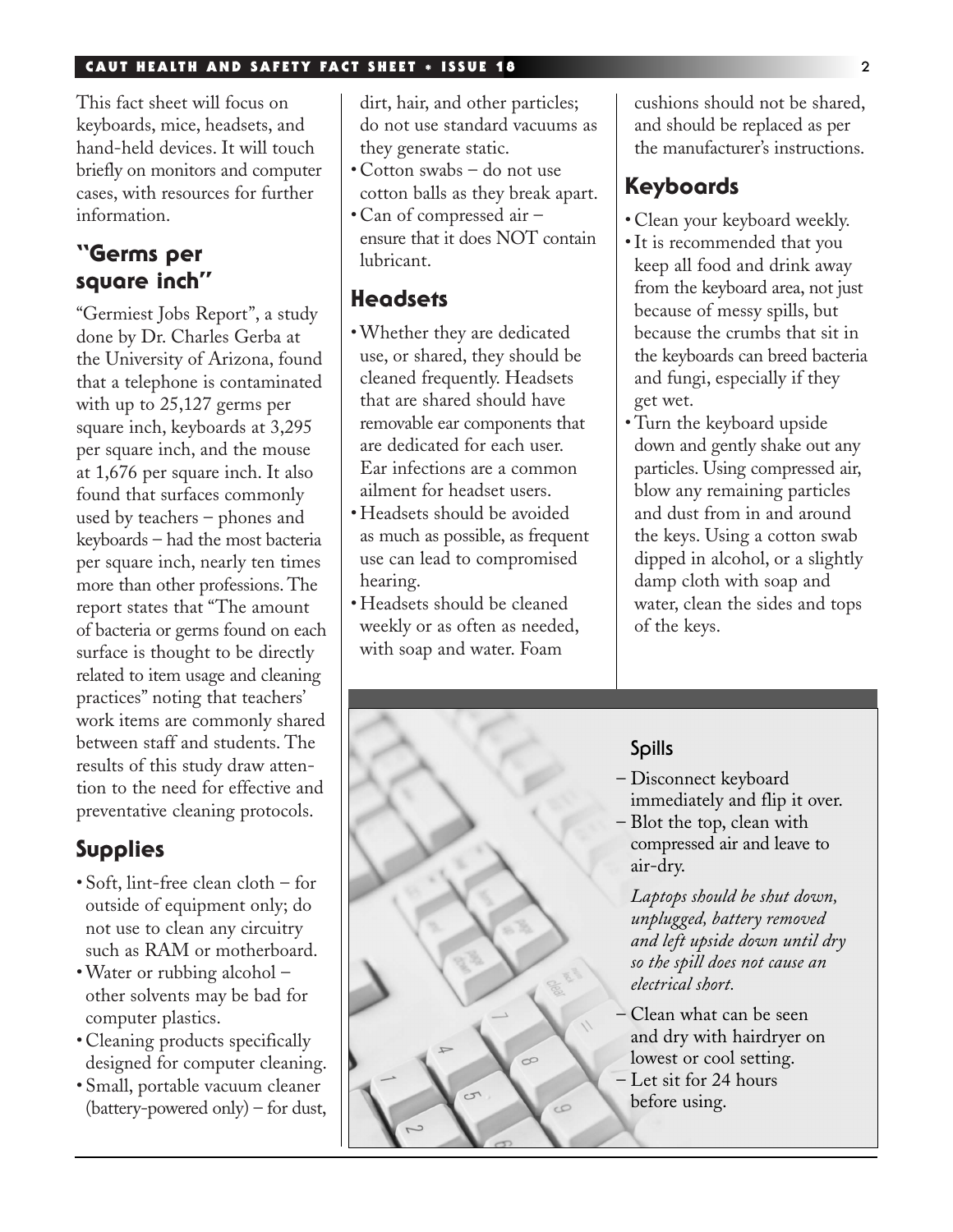This fact sheet will focus on keyboards, mice, headsets, and hand-held devices. It will touch briefly on monitors and computer cases, with resources for further information.

## "Germs per square inch"

"Germiest Jobs Report", a study done by Dr. Charles Gerba at the University of Arizona, found that a telephone is contaminated with up to 25,127 germs per square inch, keyboards at 3,295 per square inch, and the mouse at 1,676 per square inch. It also found that surfaces commonly used by teachers – phones and keyboards – had the most bacteria per square inch, nearly ten times more than other professions. The report states that "The amount of bacteria or germs found on each surface is thought to be directly related to item usage and cleaning practices" noting that teachers' work items are commonly shared between staff and students. The results of this study draw attention to the need for effective and preventative cleaning protocols.

## Supplies

- Soft, lint-free clean cloth – for outside of equipment only; do not use to clean any circuitry such as RAM or motherboard.
- Water or rubbing alcohol – other solvents may be bad for computer plastics.
- Cleaning products specifically designed for computer cleaning.
- Small, portable vacuum cleaner (battery-powered only) – for dust, dirt, hair, and other particles; do not use standard vacuums as they generate static.
- Cotton swabs – do not use cotton balls as they break apart.
- Can of compressed air – ensure that it does NOT contain lubricant.

## Headsets

- Whether they are dedicated use, or shared, they should be cleaned frequently. Headsets that are shared should have removable ear components that are dedicated for each user. Ear infections are a common ailment for headset users.
- Headsets should be avoided as much as possible, as frequent use can lead to compromised hearing.
- Headsets should be cleaned weekly or as often as needed, with soap and water. Foam cushions should not be shared, and should be replaced as per the manufacturer's instructions.

## Keyboards

- Clean your keyboard weekly.
- It is recommended that you keep all food and drink away from the keyboard area, not just because of messy spills, but because the crumbs that sit in the keyboards can breed bacteria and fungi, especially if they get wet.
- Turn the keyboard upside down and gently shake out any particles. Using compressed air, blow any remaining particles and dust from in and around the keys. Using a cotton swab dipped in alcohol, or a slightly damp cloth with soap and water, clean the sides and tops of the keys.

### Spills

- Disconnect keyboard immediately and flip it over.
- Blot the top, clean with compressed air and leave to air-dry.

*Laptops should be shut down, unplugged, battery removed and left upside down until dry so the spill does not cause an electrical short.*

- Clean what can be seen and dry with hairdryer on lowest or cool setting.
- Let sit for 24 hours before using.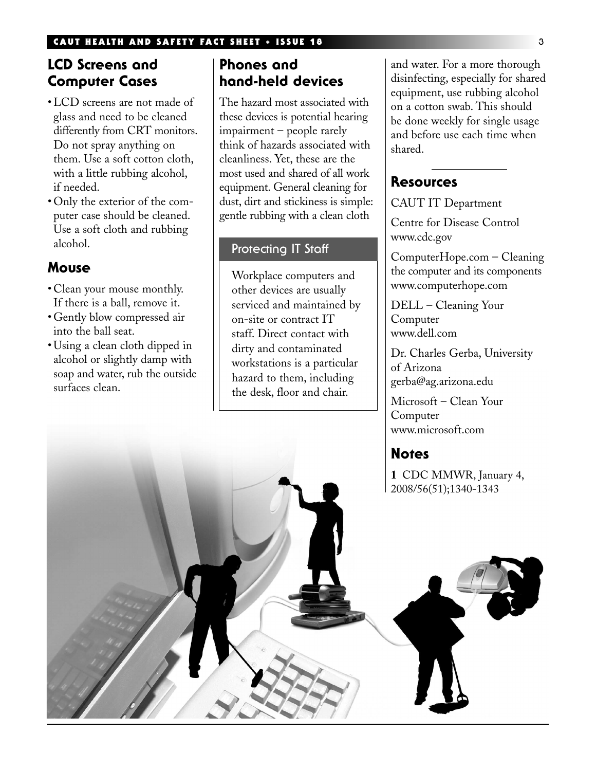## LCD Screens and Computer Cases

- LCD screens are not made of glass and need to be cleaned differently from CRT monitors. Do not spray anything on them. Use a soft cotton cloth, with a little rubbing alcohol, if needed.
- Only the exterior of the computer case should be cleaned. Use a soft cloth and rubbing alcohol.

## Mouse

- Clean your mouse monthly. If there is a ball, remove it.
- Gently blow compressed air into the ball seat.
- Using a clean cloth dipped in alcohol or slightly damp with soap and water, rub the outside surfaces clean.

## Phones and hand-held devices

The hazard most associated with these devices is potential hearing impairment – people rarely think of hazards associated with cleanliness. Yet, these are the most used and shared of all work equipment. General cleaning for dust, dirt and stickiness is simple: gentle rubbing with a clean cloth and water. For a more thorough disinfecting, especially for shared equipment, use rubbing alcohol on a cotton swab. This should be done weekly for single usage and before use each time when shared.

### Protecting IT Staff

Workplace computers and other devices are usually serviced and maintained by on-site or contract IT staff. Direct contact with dirty and contaminated workstations is a particular hazard to them, including the desk, floor and chair.

## Resources

CAUT IT Department

Centre for Disease Control
www.cdc.gov

ComputerHope.com – Cleaning the computer and its components
www.computerhope.com

DELL – Cleaning Your Computer
www.dell.com

Dr. Charles Gerba, University of Arizona
gerba@ag.arizona.edu

Microsoft – Clean Your Computer
www.microsoft.com

## Notes

**1** CDC MMWR, January 4, 2008/56(51);1340-1343